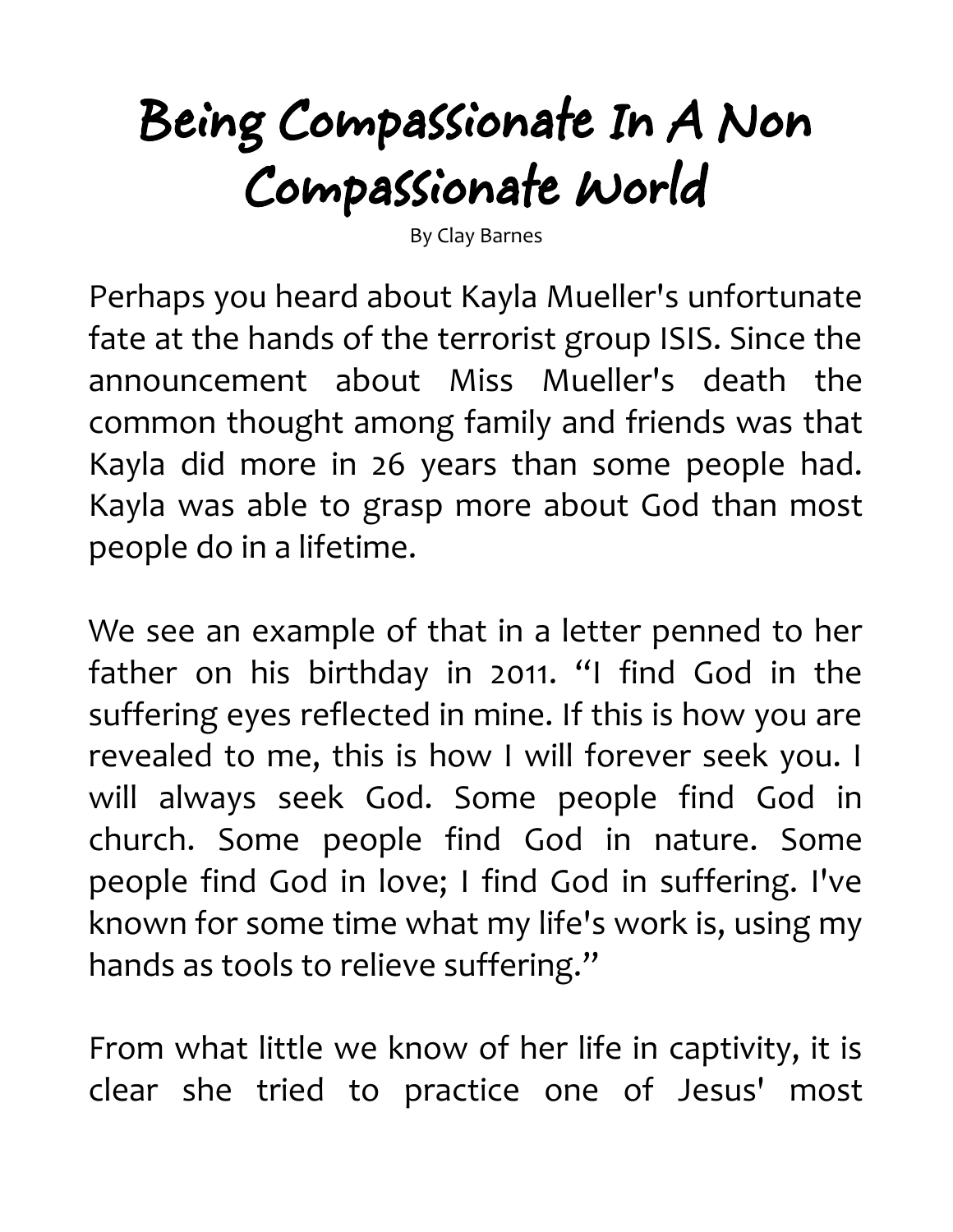# Being Compassionate In A Non Compassionate World

By Clay Barnes

Perhaps you heard about Kayla Mueller's unfortunate fate at the hands of the terrorist group ISIS. Since the announcement about Miss Mueller's death the common thought among family and friends was that Kayla did more in 26 years than some people had. Kayla was able to grasp more about God than most people do in a lifetime.

We see an example of that in a letter penned to her father on his birthday in 2011. "I find God in the suffering eyes reflected in mine. If this is how you are revealed to me, this is how I will forever seek you. I will always seek God. Some people find God in church. Some people find God in nature. Some people find God in love; I find God in suffering. I've known for some time what my life's work is, using my hands as tools to relieve suffering."

From what little we know of her life in captivity, it is clear she tried to practice one of Jesus' most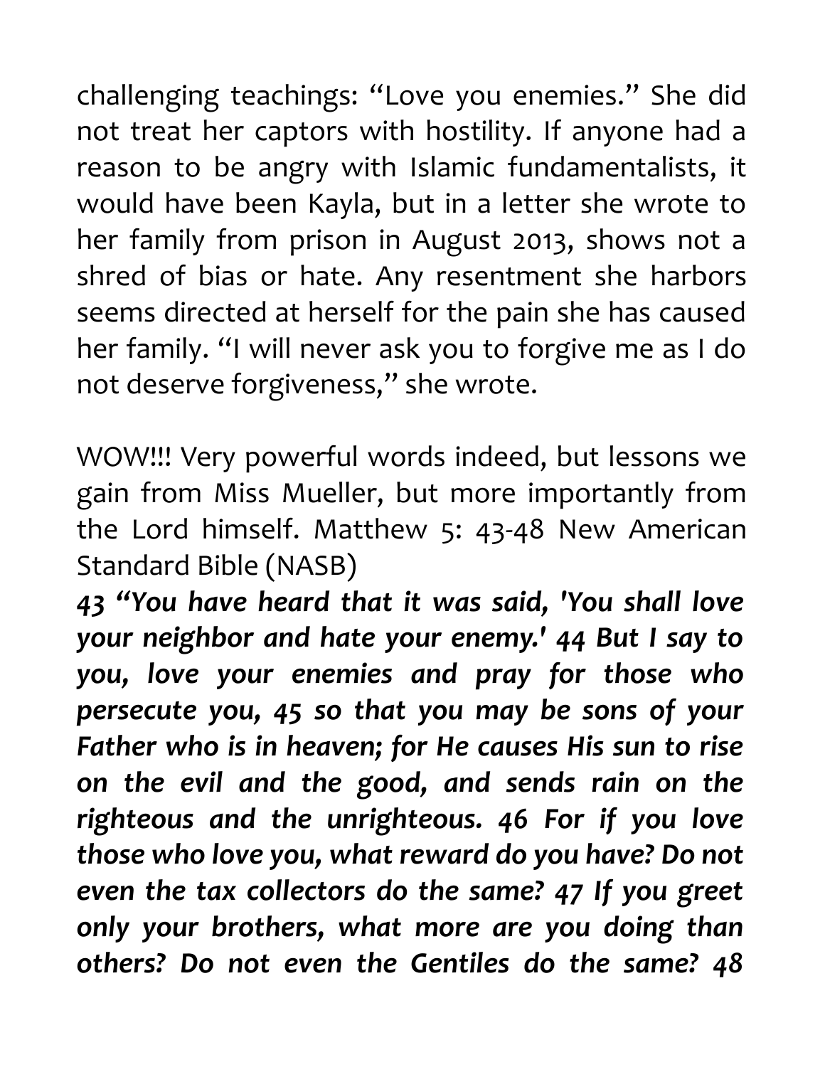challenging teachings: "Love you enemies." She did not treat her captors with hostility. If anyone had a reason to be angry with Islamic fundamentalists, it would have been Kayla, but in a letter she wrote to her family from prison in August 2013, shows not a shred of bias or hate. Any resentment she harbors seems directed at herself for the pain she has caused her family. "I will never ask you to forgive me as I do not deserve forgiveness," she wrote.

WOW!!! Very powerful words indeed, but lessons we gain from Miss Mueller, but more importantly from the Lord himself. Matthew 5: 43-48 New American Standard Bible (NASB)

***43 "You have heard that it was said, 'You shall love your neighbor and hate your enemy.' 44 But I say to you, love your enemies and pray for those who persecute you, 45 so that you may be sons of your Father who is in heaven; for He causes His sun to rise on the evil and the good, and sends rain on the righteous and the unrighteous. 46 For if you love those who love you, what reward do you have? Do not even the tax collectors do the same? 47 If you greet only your brothers, what more are you doing than others? Do not even the Gentiles do the same? 48***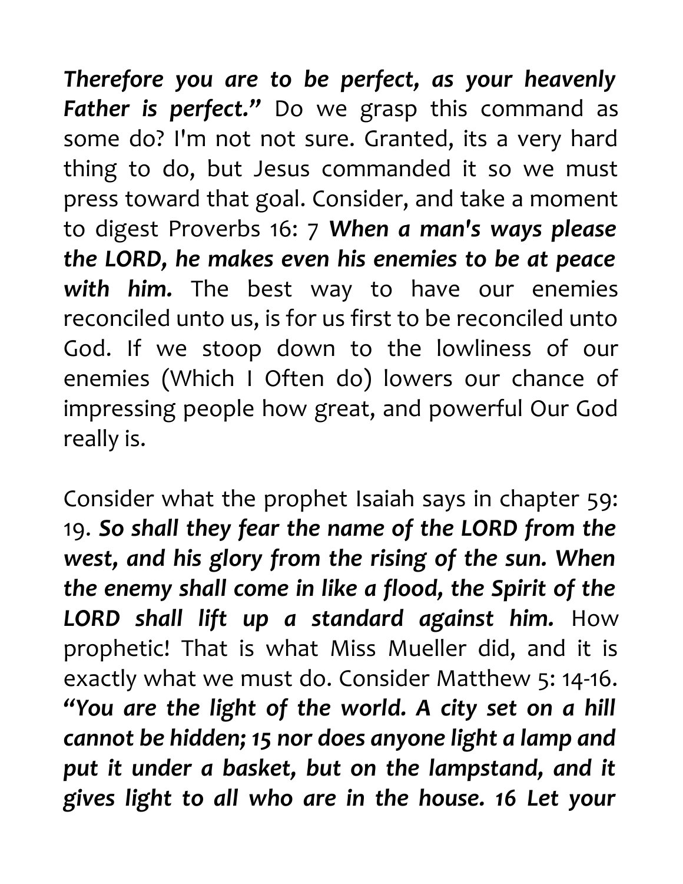***Therefore you are to be perfect, as your heavenly Father is perfect."*** Do we grasp this command as some do? I'm not not sure. Granted, its a very hard thing to do, but Jesus commanded it so we must press toward that goal. Consider, and take a moment to digest Proverbs 16: 7 ***When a man's ways please the LORD, he makes even his enemies to be at peace with him.*** The best way to have our enemies reconciled unto us, is for us first to be reconciled unto God. If we stoop down to the lowliness of our enemies (Which I Often do) lowers our chance of impressing people how great, and powerful Our God really is.

Consider what the prophet Isaiah says in chapter 59: 19. ***So shall they fear the name of the LORD from the west, and his glory from the rising of the sun. When the enemy shall come in like a flood, the Spirit of the LORD shall lift up a standard against him.*** How prophetic! That is what Miss Mueller did, and it is exactly what we must do. Consider Matthew 5: 14-16. ***"You are the light of the world. A city set on a hill cannot be hidden; 15 nor does anyone light a lamp and put it under a basket, but on the lampstand, and it gives light to all who are in the house. 16 Let your***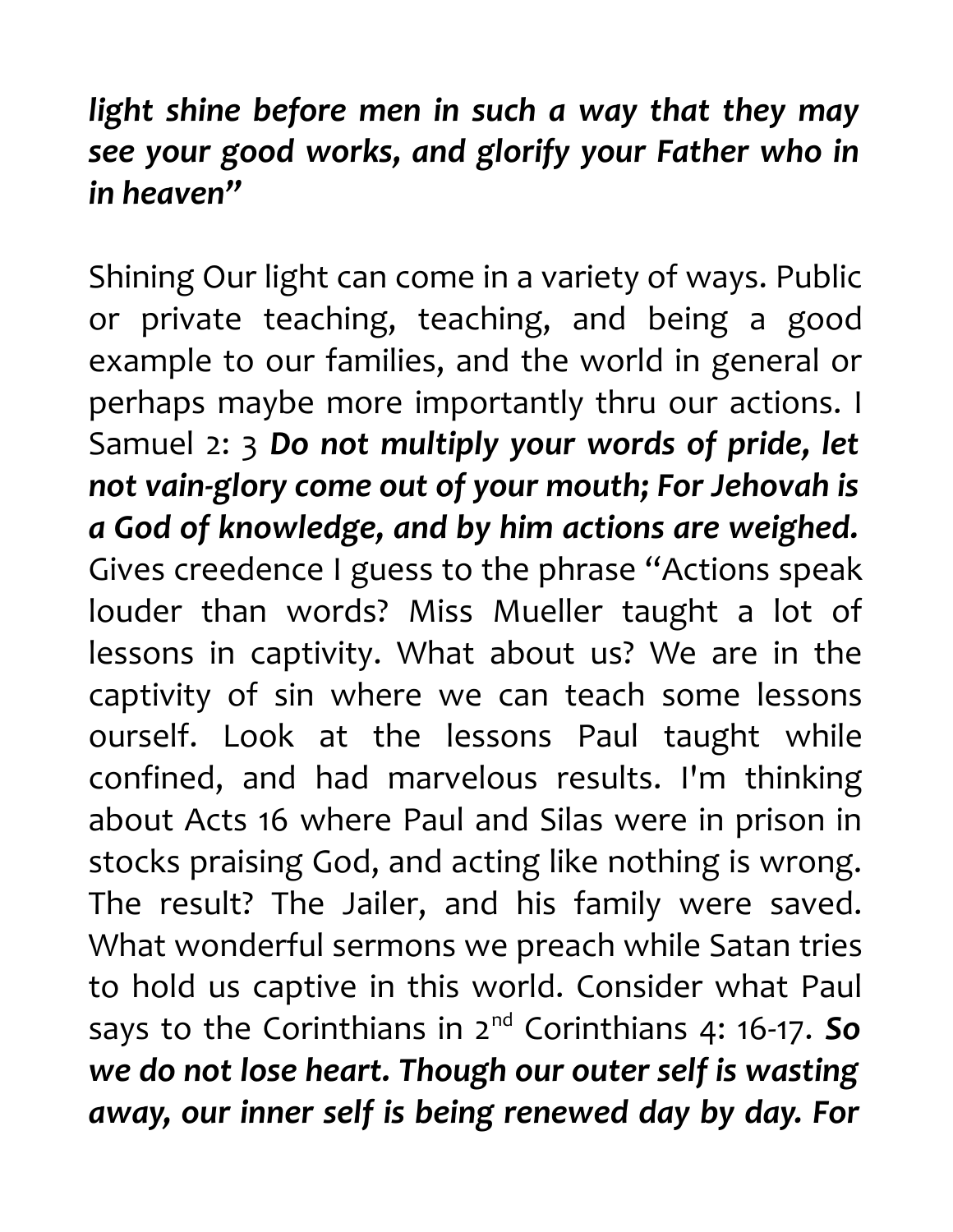***light shine before men in such a way that they may see your good works, and glorify your Father who in in heaven"***

Shining Our light can come in a variety of ways. Public or private teaching, teaching, and being a good example to our families, and the world in general or perhaps maybe more importantly thru our actions. I Samuel 2: 3 ***Do not multiply your words of pride, let not vain-glory come out of your mouth; For Jehovah is a God of knowledge, and by him actions are weighed.*** Gives creedence I guess to the phrase "Actions speak louder than words? Miss Mueller taught a lot of lessons in captivity. What about us? We are in the captivity of sin where we can teach some lessons ourself. Look at the lessons Paul taught while confined, and had marvelous results. I'm thinking about Acts 16 where Paul and Silas were in prison in stocks praising God, and acting like nothing is wrong. The result? The Jailer, and his family were saved. What wonderful sermons we preach while Satan tries to hold us captive in this world. Consider what Paul says to the Corinthians in 2nd Corinthians 4: 16-17. ***So we do not lose heart. Though our outer self is wasting away, our inner self is being renewed day by day. For***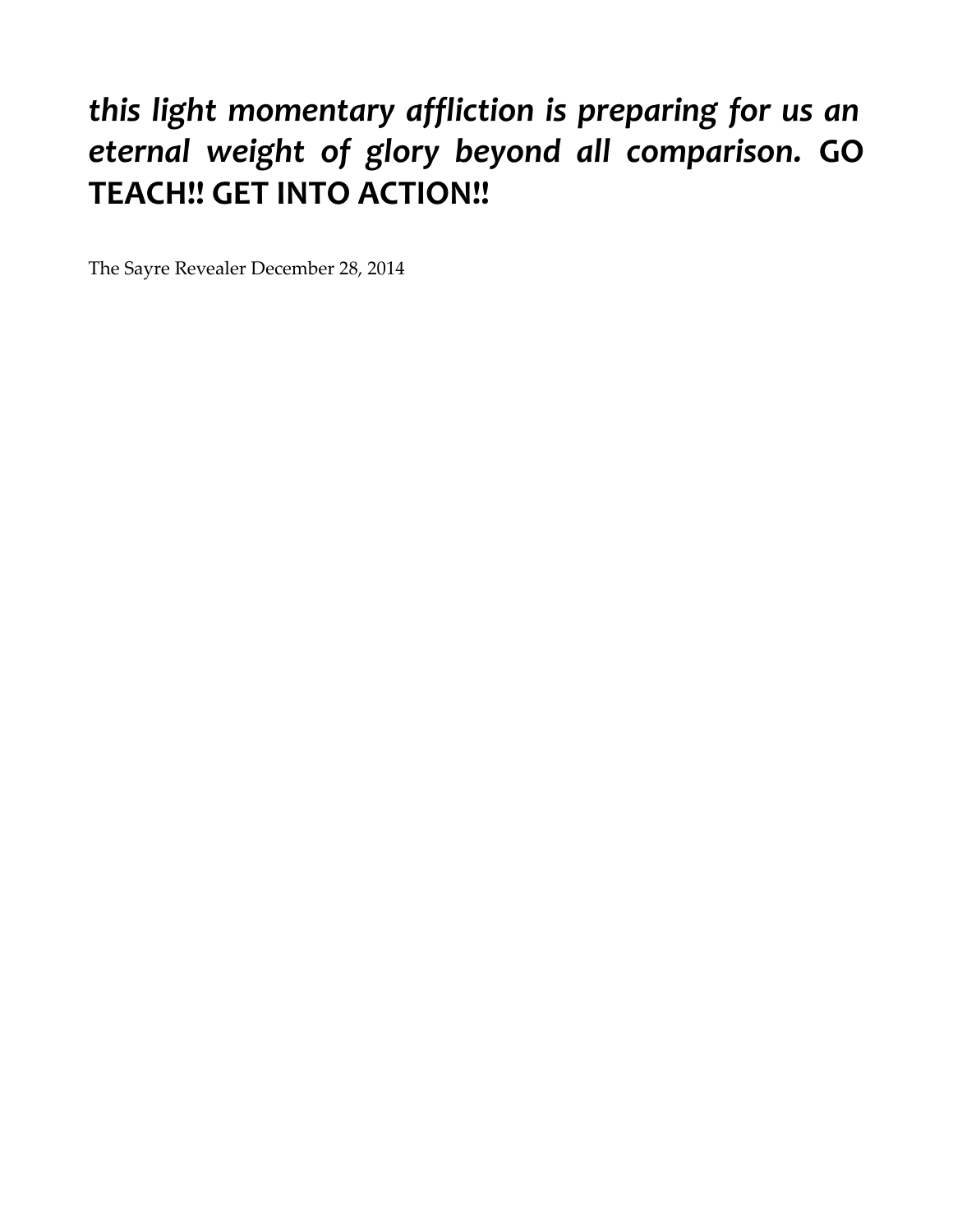***this light momentary affliction is preparing for us an eternal weight of glory beyond all comparison.* GO TEACH!! GET INTO ACTION!!**

The Sayre Revealer December 28, 2014